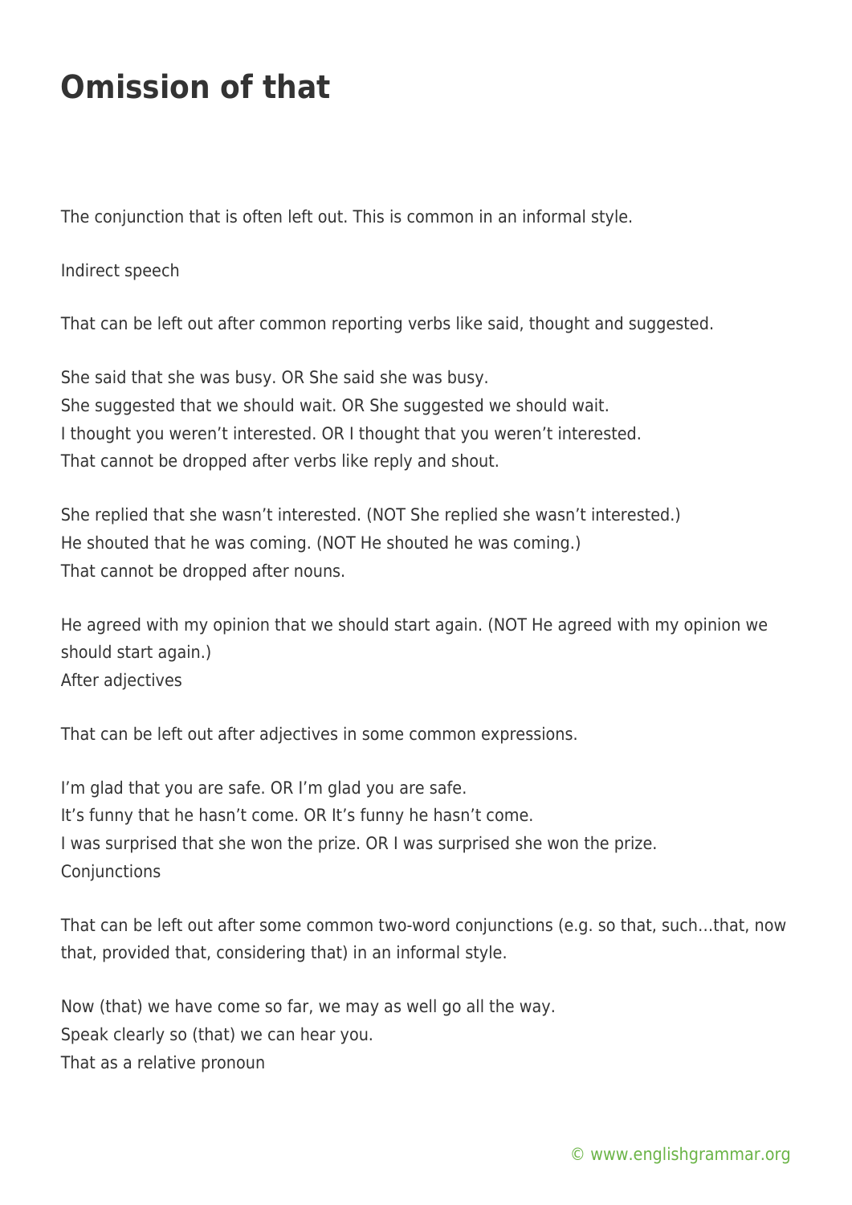# Omission of that

The conjunction that is often left out. This is common in an informal style.

Indirect speech

That can be left out after common reporting verbs like said, thought and suggested.

She said that she was busy. OR She said she was busy.
She suggested that we should wait. OR She suggested we should wait.
I thought you weren't interested. OR I thought that you weren't interested.
That cannot be dropped after verbs like reply and shout.

She replied that she wasn't interested. (NOT She replied she wasn't interested.)
He shouted that he was coming. (NOT He shouted he was coming.)
That cannot be dropped after nouns.

He agreed with my opinion that we should start again. (NOT He agreed with my opinion we should start again.)
After adjectives

That can be left out after adjectives in some common expressions.

I'm glad that you are safe. OR I'm glad you are safe.
It's funny that he hasn't come. OR It's funny he hasn't come.
I was surprised that she won the prize. OR I was surprised she won the prize.
Conjunctions

That can be left out after some common two-word conjunctions (e.g. so that, such…that, now that, provided that, considering that) in an informal style.

Now (that) we have come so far, we may as well go all the way.
Speak clearly so (that) we can hear you.
That as a relative pronoun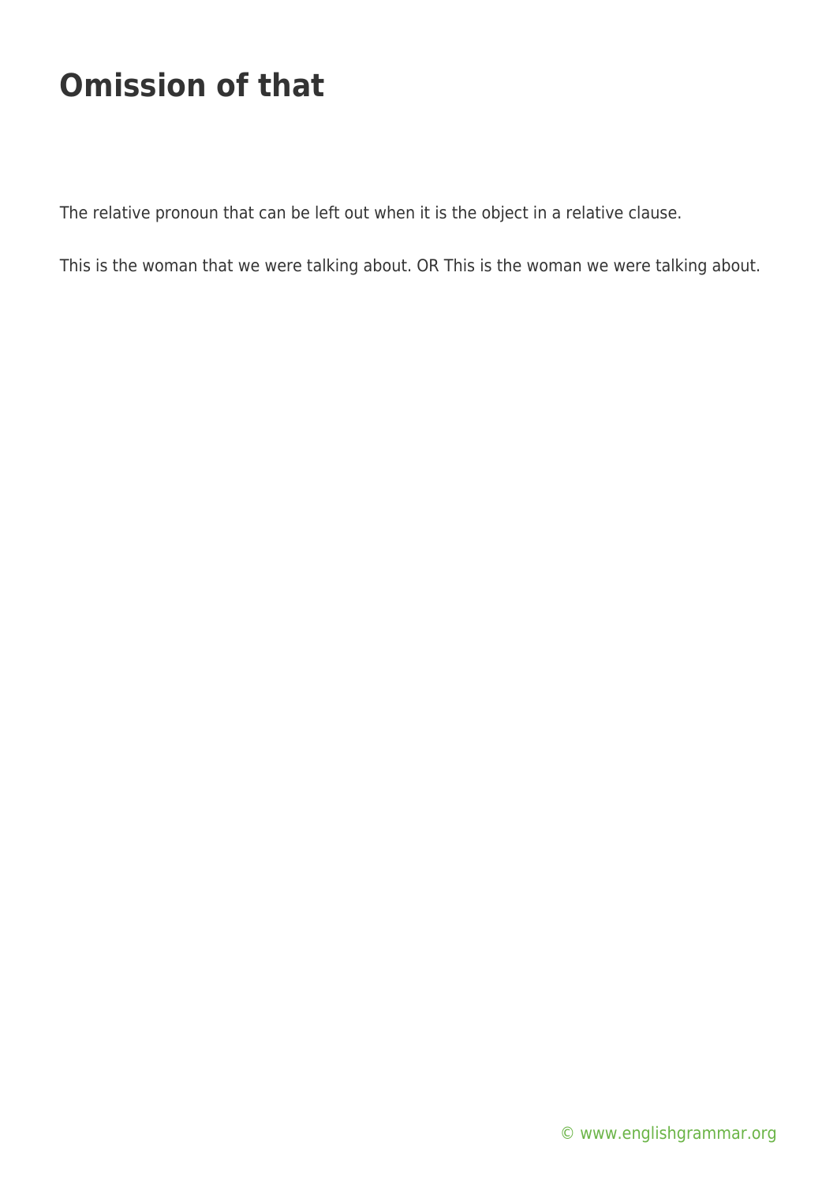# Omission of that

The relative pronoun that can be left out when it is the object in a relative clause.

This is the woman that we were talking about. OR This is the woman we were talking about.